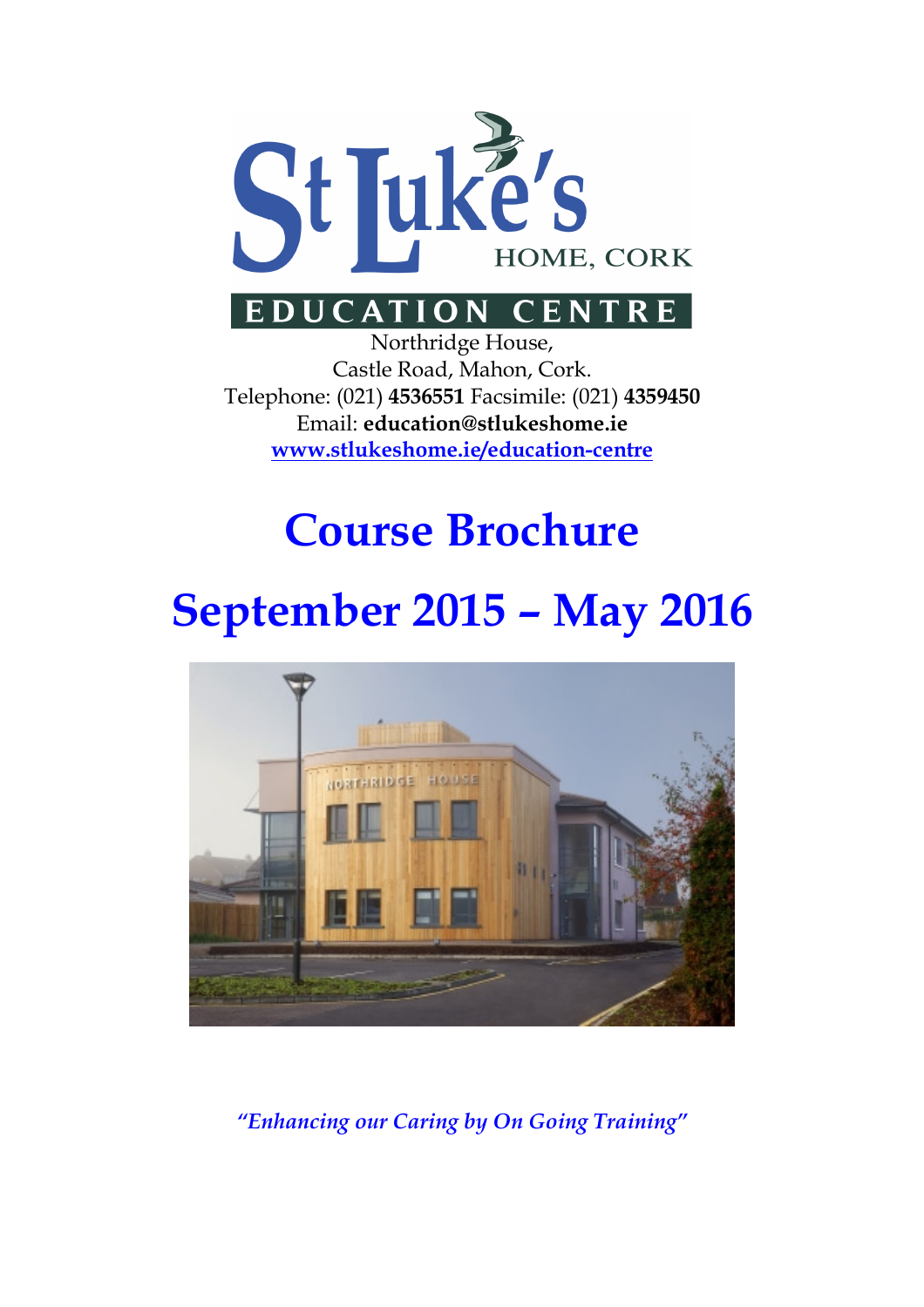St Luke's HOME, CORK

EDUCATION CENTRE

Northridge House,
Castle Road, Mahon, Cork.
Telephone: (021) **4536551** Facsimile: (021) **4359450**
Email: **education@stlukeshome.ie**
**www.stlukeshome.ie/education-centre**

# Course Brochure

# September 2015 – May 2016

*"Enhancing our Caring by On Going Training"*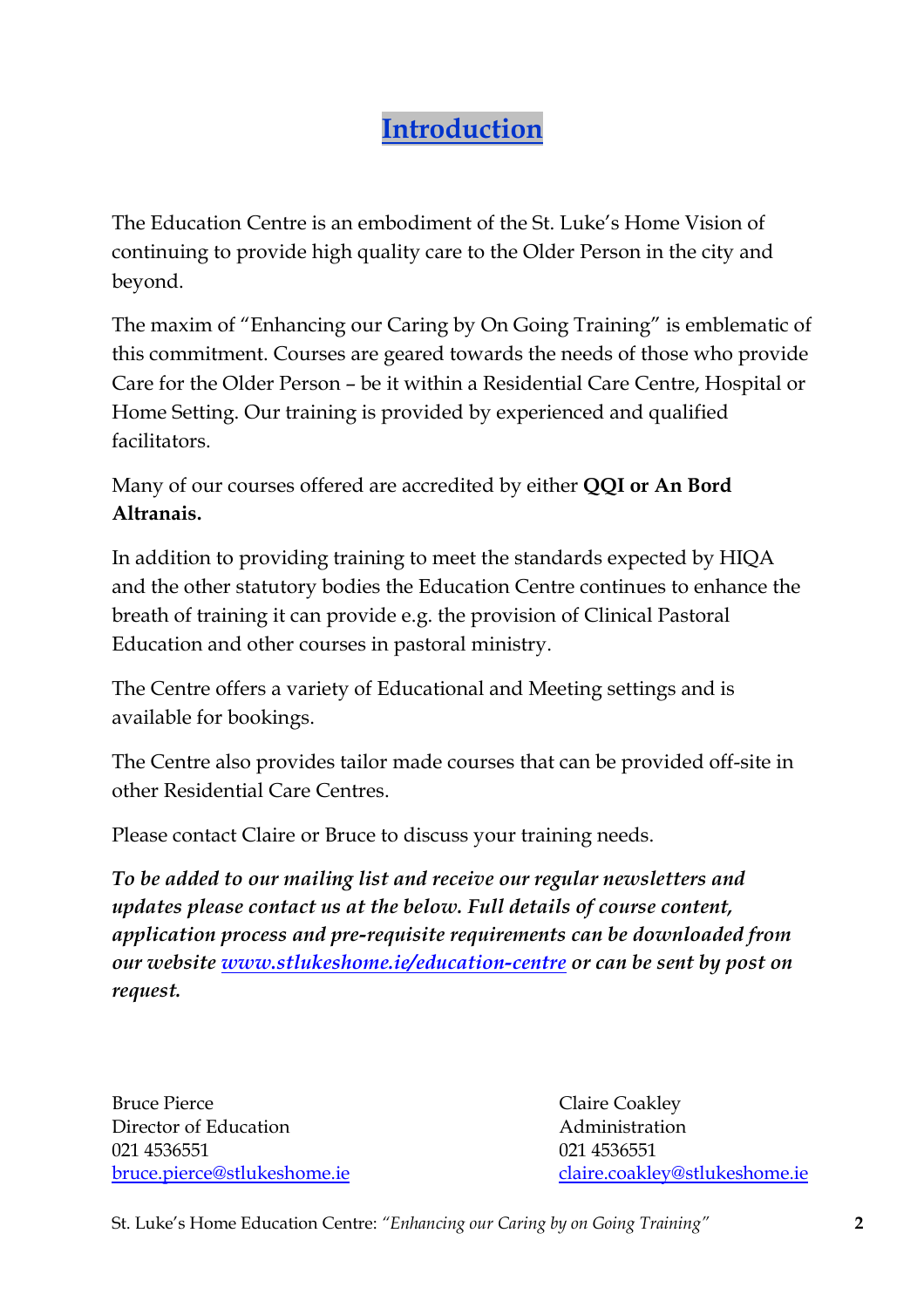# Introduction

The Education Centre is an embodiment of the St. Luke's Home Vision of continuing to provide high quality care to the Older Person in the city and beyond.

The maxim of "Enhancing our Caring by On Going Training" is emblematic of this commitment. Courses are geared towards the needs of those who provide Care for the Older Person – be it within a Residential Care Centre, Hospital or Home Setting. Our training is provided by experienced and qualified facilitators.

Many of our courses offered are accredited by either **QQI or An Bord Altranais.**

In addition to providing training to meet the standards expected by HIQA and the other statutory bodies the Education Centre continues to enhance the breath of training it can provide e.g. the provision of Clinical Pastoral Education and other courses in pastoral ministry.

The Centre offers a variety of Educational and Meeting settings and is available for bookings.

The Centre also provides tailor made courses that can be provided off-site in other Residential Care Centres.

Please contact Claire or Bruce to discuss your training needs.

***To be added to our mailing list and receive our regular newsletters and updates please contact us at the below. Full details of course content, application process and pre-requisite requirements can be downloaded from our website [www.stlukeshome.ie/education-centre](http://www.stlukeshome.ie/education-centre) or can be sent by post on request.***

Bruce Pierce
Director of Education
021 4536551
[bruce.pierce@stlukeshome.ie](mailto:bruce.pierce@stlukeshome.ie)

Claire Coakley
Administration
021 4536551
[claire.coakley@stlukeshome.ie](mailto:claire.coakley@stlukeshome.ie)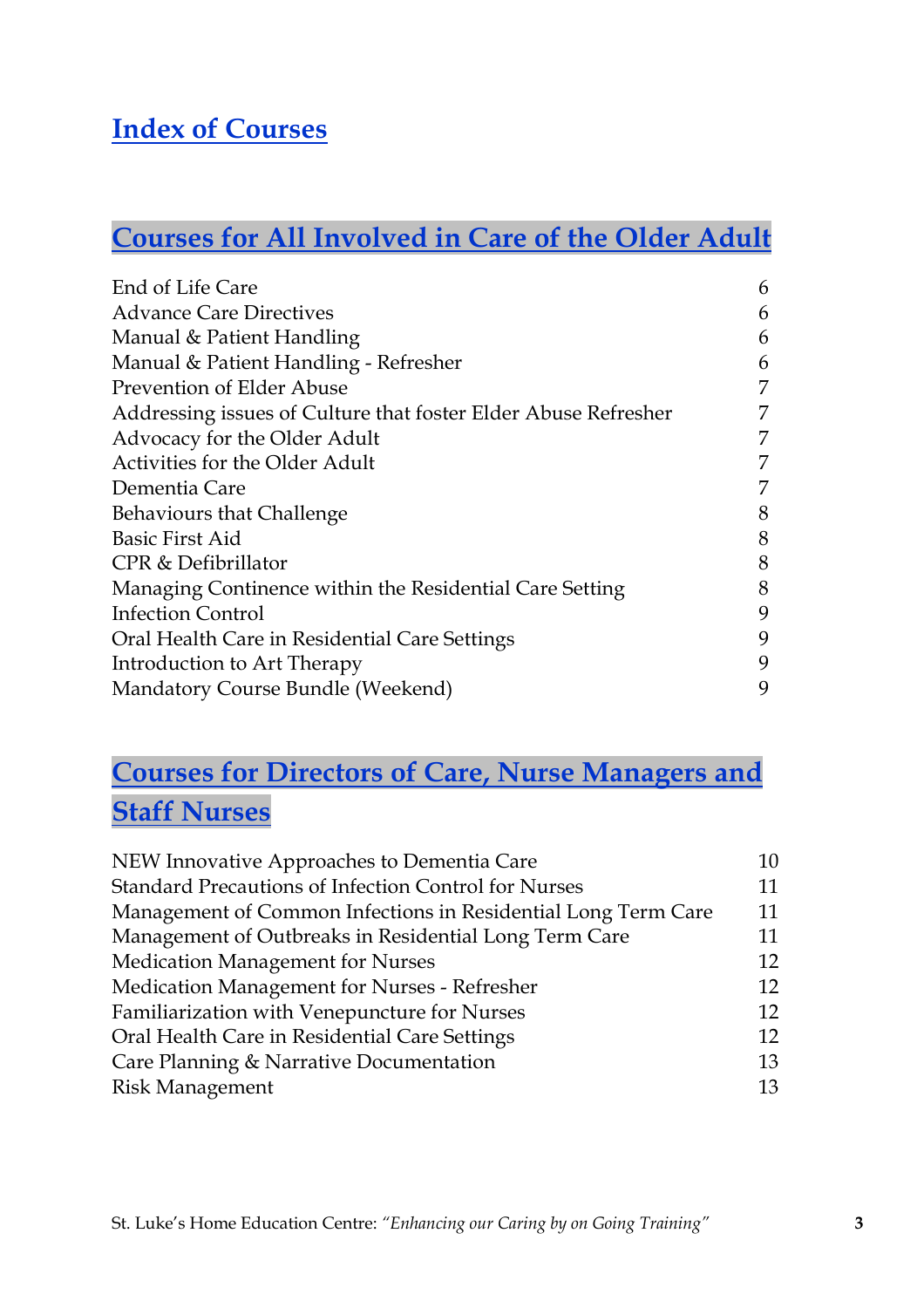# Index of Courses

## Courses for All Involved in Care of the Older Adult

| | |
|---|---|
| End of Life Care | 6 |
| Advance Care Directives | 6 |
| Manual & Patient Handling | 6 |
| Manual & Patient Handling - Refresher | 6 |
| Prevention of Elder Abuse | 7 |
| Addressing issues of Culture that foster Elder Abuse Refresher | 7 |
| Advocacy for the Older Adult | 7 |
| Activities for the Older Adult | 7 |
| Dementia Care | 7 |
| Behaviours that Challenge | 8 |
| Basic First Aid | 8 |
| CPR & Defibrillator | 8 |
| Managing Continence within the Residential Care Setting | 8 |
| Infection Control | 9 |
| Oral Health Care in Residential Care Settings | 9 |
| Introduction to Art Therapy | 9 |
| Mandatory Course Bundle (Weekend) | 9 |

## Courses for Directors of Care, Nurse Managers and Staff Nurses

| | |
|---|---|
| NEW Innovative Approaches to Dementia Care | 10 |
| Standard Precautions of Infection Control for Nurses | 11 |
| Management of Common Infections in Residential Long Term Care | 11 |
| Management of Outbreaks in Residential Long Term Care | 11 |
| Medication Management for Nurses | 12 |
| Medication Management for Nurses - Refresher | 12 |
| Familiarization with Venepuncture for Nurses | 12 |
| Oral Health Care in Residential Care Settings | 12 |
| Care Planning & Narrative Documentation | 13 |
| Risk Management | 13 |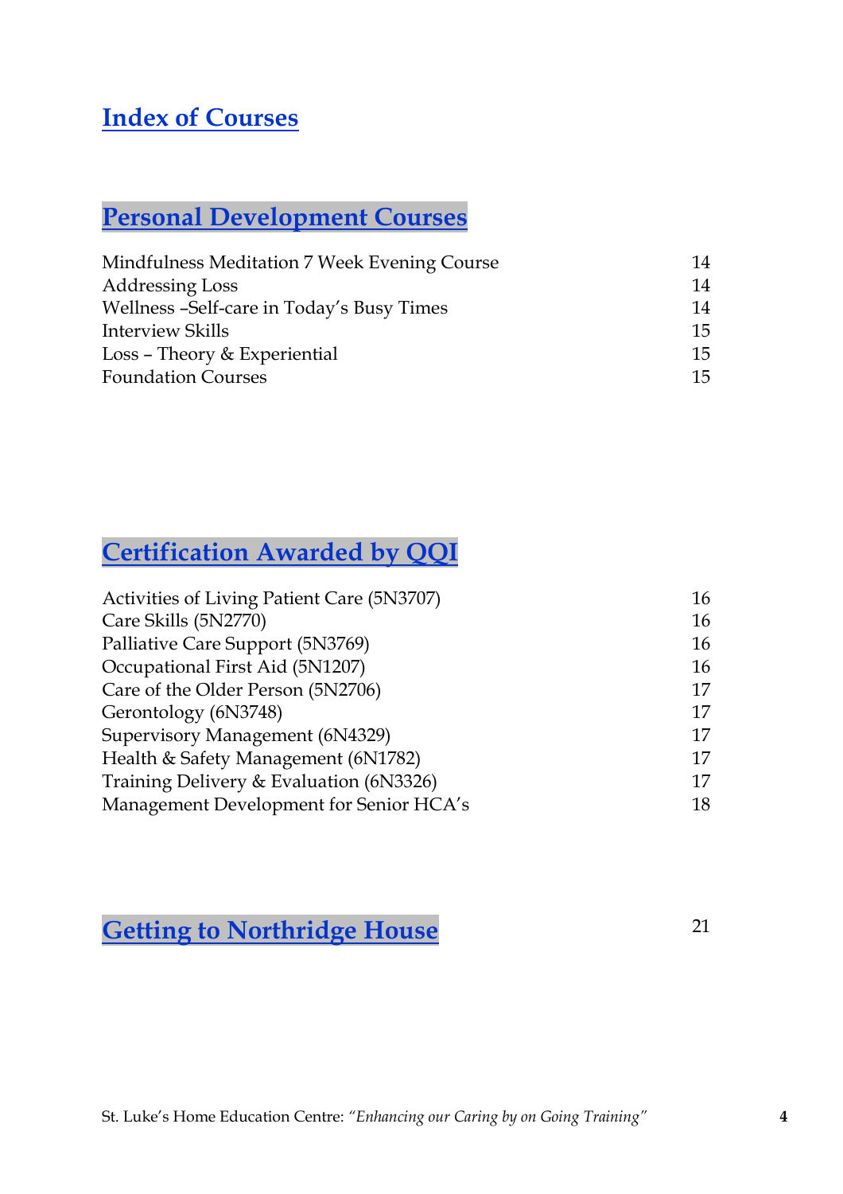# Index of Courses

## Personal Development Courses

| | |
|---|---|
| Mindfulness Meditation 7 Week Evening Course | 14 |
| Addressing Loss | 14 |
| Wellness –Self-care in Today's Busy Times | 14 |
| Interview Skills | 15 |
| Loss – Theory & Experiential | 15 |
| Foundation Courses | 15 |

## Certification Awarded by QQI

| | |
|---|---|
| Activities of Living Patient Care (5N3707) | 16 |
| Care Skills (5N2770) | 16 |
| Palliative Care Support (5N3769) | 16 |
| Occupational First Aid (5N1207) | 16 |
| Care of the Older Person (5N2706) | 17 |
| Gerontology (6N3748) | 17 |
| Supervisory Management (6N4329) | 17 |
| Health & Safety Management (6N1782) | 17 |
| Training Delivery & Evaluation (6N3326) | 17 |
| Management Development for Senior HCA's | 18 |

## Getting to Northridge House 21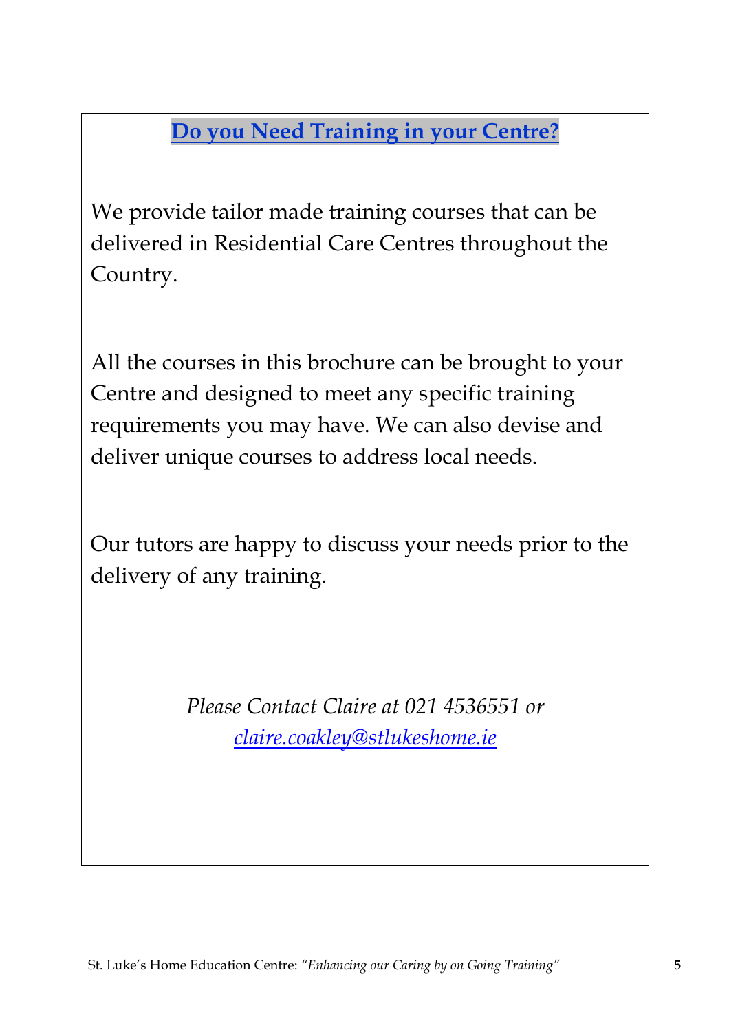## Do you Need Training in your Centre?

We provide tailor made training courses that can be delivered in Residential Care Centres throughout the Country.

All the courses in this brochure can be brought to your Centre and designed to meet any specific training requirements you may have. We can also devise and deliver unique courses to address local needs.

Our tutors are happy to discuss your needs prior to the delivery of any training.

*Please Contact Claire at 021 4536551 or*
*claire.coakley@stlukeshome.ie*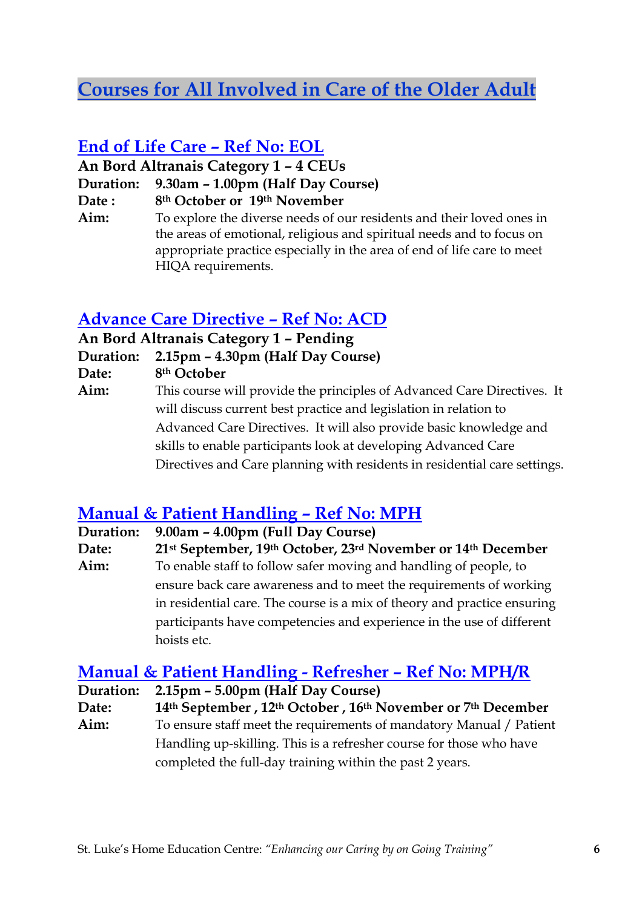# Courses for All Involved in Care of the Older Adult

## End of Life Care – Ref No: EOL

**An Bord Altranais Category 1 – 4 CEUs**

**Duration:** **9.30am – 1.00pm (Half Day Course)**

**Date :** **8th October or 19th November**

**Aim:** To explore the diverse needs of our residents and their loved ones in the areas of emotional, religious and spiritual needs and to focus on appropriate practice especially in the area of end of life care to meet HIQA requirements.

## Advance Care Directive – Ref No: ACD

**An Bord Altranais Category 1 – Pending**

**Duration:** **2.15pm – 4.30pm (Half Day Course)**

**Date:** **8th October**

**Aim:** This course will provide the principles of Advanced Care Directives. It will discuss current best practice and legislation in relation to Advanced Care Directives. It will also provide basic knowledge and skills to enable participants look at developing Advanced Care Directives and Care planning with residents in residential care settings.

## Manual & Patient Handling – Ref No: MPH

**Duration:** **9.00am – 4.00pm (Full Day Course)**

**Date:** **21st September, 19th October, 23rd November or 14th December**

**Aim:** To enable staff to follow safer moving and handling of people, to ensure back care awareness and to meet the requirements of working in residential care. The course is a mix of theory and practice ensuring participants have competencies and experience in the use of different hoists etc.

## Manual & Patient Handling - Refresher – Ref No: MPH/R

**Duration:** **2.15pm – 5.00pm (Half Day Course)**

**Date:** **14th September , 12th October , 16th November or 7th December**

**Aim:** To ensure staff meet the requirements of mandatory Manual / Patient Handling up-skilling. This is a refresher course for those who have completed the full-day training within the past 2 years.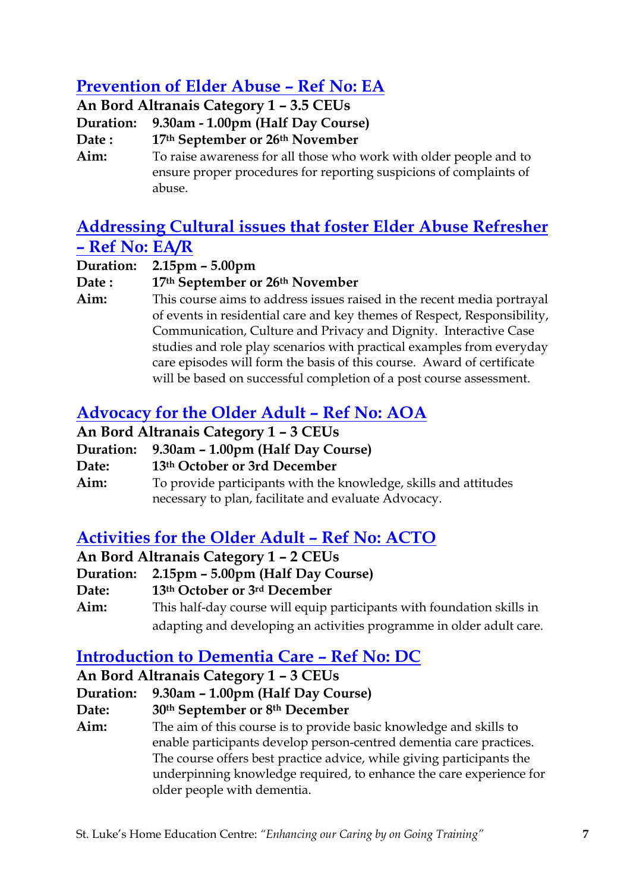## Prevention of Elder Abuse – Ref No: EA

**An Bord Altranais Category 1 – 3.5 CEUs**

**Duration:** **9.30am - 1.00pm (Half Day Course)**

**Date :** **17th September or 26th November**

**Aim:** To raise awareness for all those who work with older people and to ensure proper procedures for reporting suspicions of complaints of abuse.

## Addressing Cultural issues that foster Elder Abuse Refresher – Ref No: EA/R

**Duration:** **2.15pm – 5.00pm**

**Date :** **17th September or 26th November**

**Aim:** This course aims to address issues raised in the recent media portrayal of events in residential care and key themes of Respect, Responsibility, Communication, Culture and Privacy and Dignity. Interactive Case studies and role play scenarios with practical examples from everyday care episodes will form the basis of this course. Award of certificate will be based on successful completion of a post course assessment.

## Advocacy for the Older Adult – Ref No: AOA

**An Bord Altranais Category 1 – 3 CEUs**

**Duration:** **9.30am – 1.00pm (Half Day Course)**

**Date:** **13th October or 3rd December**

**Aim:** To provide participants with the knowledge, skills and attitudes necessary to plan, facilitate and evaluate Advocacy.

## Activities for the Older Adult – Ref No: ACTO

**An Bord Altranais Category 1 – 2 CEUs**

**Duration:** **2.15pm – 5.00pm (Half Day Course)**

**Date:** **13th October or 3rd December**

**Aim:** This half-day course will equip participants with foundation skills in adapting and developing an activities programme in older adult care.

## Introduction to Dementia Care – Ref No: DC

**An Bord Altranais Category 1 – 3 CEUs**

**Duration:** **9.30am – 1.00pm (Half Day Course)**

**Date:** **30th September or 8th December**

**Aim:** The aim of this course is to provide basic knowledge and skills to enable participants develop person-centred dementia care practices. The course offers best practice advice, while giving participants the underpinning knowledge required, to enhance the care experience for older people with dementia.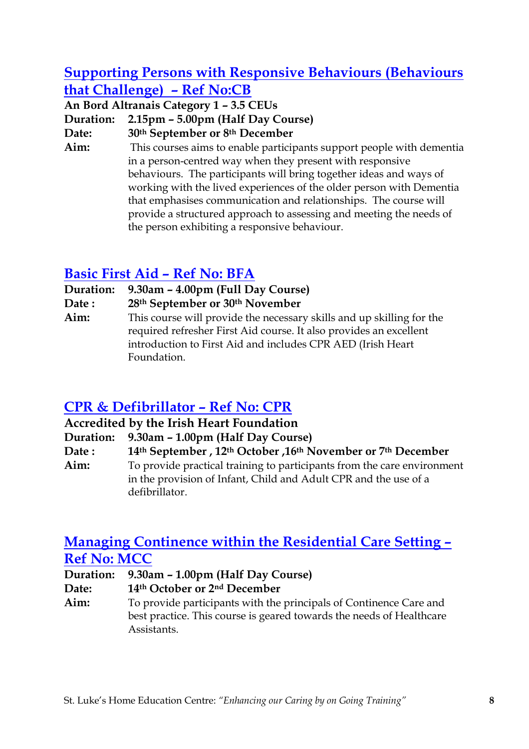## Supporting Persons with Responsive Behaviours (Behaviours that Challenge) – Ref No:CB

**An Bord Altranais Category 1 – 3.5 CEUs**

**Duration:** **2.15pm – 5.00pm (Half Day Course)**

**Date:** **30th September or 8th December**

**Aim:** This courses aims to enable participants support people with dementia in a person-centred way when they present with responsive behaviours. The participants will bring together ideas and ways of working with the lived experiences of the older person with Dementia that emphasises communication and relationships. The course will provide a structured approach to assessing and meeting the needs of the person exhibiting a responsive behaviour.

## Basic First Aid – Ref No: BFA

**Duration:** **9.30am – 4.00pm (Full Day Course)**

**Date :** **28th September or 30th November**

**Aim:** This course will provide the necessary skills and up skilling for the required refresher First Aid course. It also provides an excellent introduction to First Aid and includes CPR AED (Irish Heart Foundation.

## CPR & Defibrillator – Ref No: CPR

**Accredited by the Irish Heart Foundation**

**Duration:** **9.30am – 1.00pm (Half Day Course)**

**Date :** **14th September , 12th October ,16th November or 7th December**

**Aim:** To provide practical training to participants from the care environment in the provision of Infant, Child and Adult CPR and the use of a defibrillator.

## Managing Continence within the Residential Care Setting – Ref No: MCC

**Duration:** **9.30am – 1.00pm (Half Day Course)**

**Date:** **14th October or 2nd December**

**Aim:** To provide participants with the principals of Continence Care and best practice. This course is geared towards the needs of Healthcare Assistants.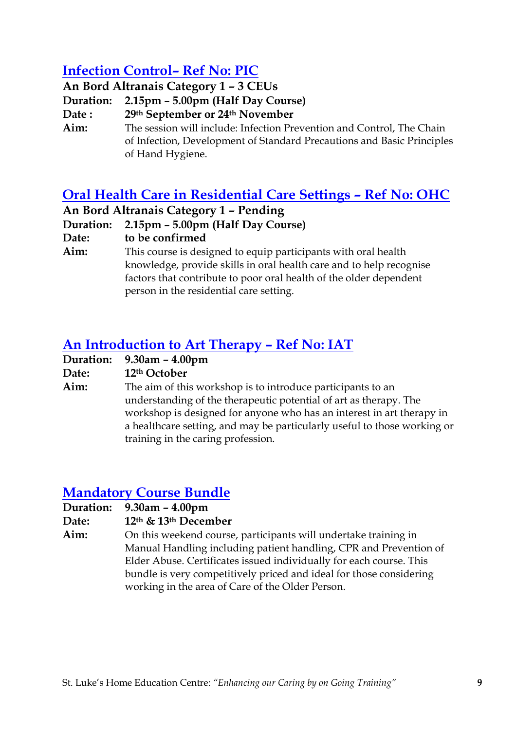## Infection Control– Ref No: PIC

**An Bord Altranais Category 1 – 3 CEUs**

**Duration:** **2.15pm – 5.00pm (Half Day Course)**

**Date :** **29th September or 24th November**

**Aim:** The session will include: Infection Prevention and Control, The Chain of Infection, Development of Standard Precautions and Basic Principles of Hand Hygiene.

## Oral Health Care in Residential Care Settings – Ref No: OHC

**An Bord Altranais Category 1 – Pending**

**Duration:** **2.15pm – 5.00pm (Half Day Course)**

**Date:** **to be confirmed**

**Aim:** This course is designed to equip participants with oral health knowledge, provide skills in oral health care and to help recognise factors that contribute to poor oral health of the older dependent person in the residential care setting.

## An Introduction to Art Therapy – Ref No: IAT

**Duration:** **9.30am – 4.00pm**

**Date:** **12th October**

**Aim:** The aim of this workshop is to introduce participants to an understanding of the therapeutic potential of art as therapy. The workshop is designed for anyone who has an interest in art therapy in a healthcare setting, and may be particularly useful to those working or training in the caring profession.

## Mandatory Course Bundle

**Duration:** **9.30am – 4.00pm**

**Date:** **12th & 13th December**

**Aim:** On this weekend course, participants will undertake training in Manual Handling including patient handling, CPR and Prevention of Elder Abuse. Certificates issued individually for each course. This bundle is very competitively priced and ideal for those considering working in the area of Care of the Older Person.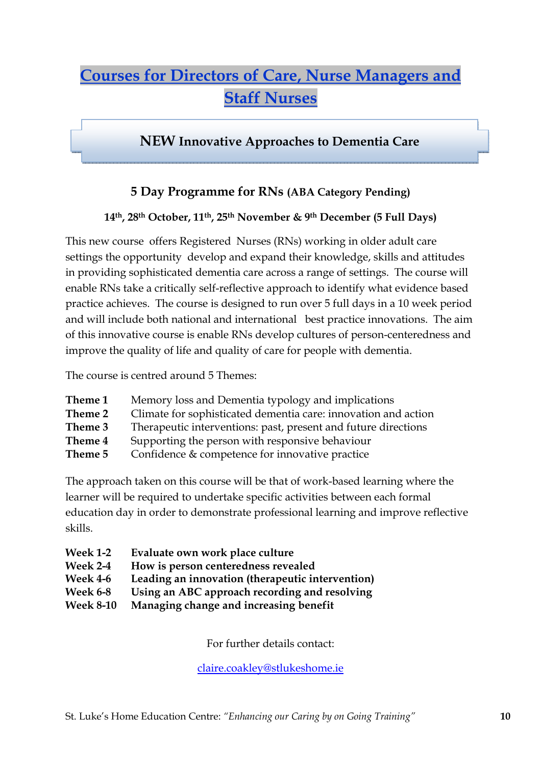# Courses for Directors of Care, Nurse Managers and Staff Nurses

## NEW Innovative Approaches to Dementia Care

### 5 Day Programme for RNs (ABA Category Pending)

**14th, 28th October, 11th, 25th November & 9th December (5 Full Days)**

This new course offers Registered Nurses (RNs) working in older adult care settings the opportunity develop and expand their knowledge, skills and attitudes in providing sophisticated dementia care across a range of settings. The course will enable RNs take a critically self-reflective approach to identify what evidence based practice achieves. The course is designed to run over 5 full days in a 10 week period and will include both national and international best practice innovations. The aim of this innovative course is enable RNs develop cultures of person-centeredness and improve the quality of life and quality of care for people with dementia.

The course is centred around 5 Themes:

- **Theme 1** Memory loss and Dementia typology and implications
- **Theme 2** Climate for sophisticated dementia care: innovation and action
- **Theme 3** Therapeutic interventions: past, present and future directions
- **Theme 4** Supporting the person with responsive behaviour
- **Theme 5** Confidence & competence for innovative practice

The approach taken on this course will be that of work-based learning where the learner will be required to undertake specific activities between each formal education day in order to demonstrate professional learning and improve reflective skills.

- **Week 1-2 Evaluate own work place culture**
- **Week 2-4 How is person centeredness revealed**
- **Week 4-6 Leading an innovation (therapeutic intervention)**
- **Week 6-8 Using an ABC approach recording and resolving**
- **Week 8-10 Managing change and increasing benefit**

For further details contact:

claire.coakley@stlukeshome.ie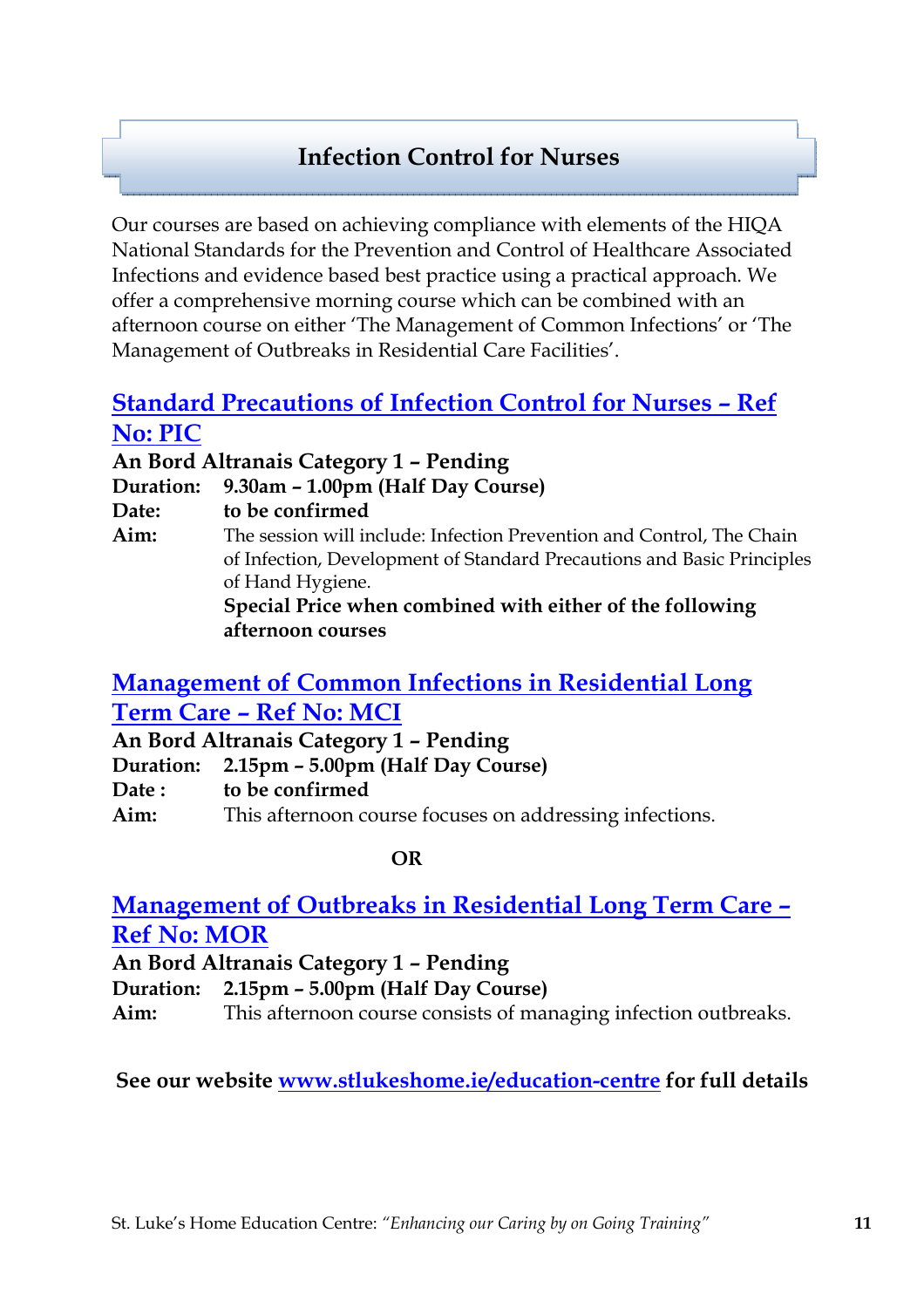## Infection Control for Nurses

Our courses are based on achieving compliance with elements of the HIQA National Standards for the Prevention and Control of Healthcare Associated Infections and evidence based best practice using a practical approach. We offer a comprehensive morning course which can be combined with an afternoon course on either 'The Management of Common Infections' or 'The Management of Outbreaks in Residential Care Facilities'.

### Standard Precautions of Infection Control for Nurses – Ref No: PIC

**An Bord Altranais Category 1 – Pending**

**Duration:** **9.30am – 1.00pm (Half Day Course)**

**Date:** **to be confirmed**

**Aim:** The session will include: Infection Prevention and Control, The Chain of Infection, Development of Standard Precautions and Basic Principles of Hand Hygiene.

**Special Price when combined with either of the following afternoon courses**

### Management of Common Infections in Residential Long Term Care – Ref No: MCI

**An Bord Altranais Category 1 – Pending**

**Duration:** **2.15pm – 5.00pm (Half Day Course)**

**Date :** **to be confirmed**

**Aim:** This afternoon course focuses on addressing infections.

**OR**

### Management of Outbreaks in Residential Long Term Care – Ref No: MOR

**An Bord Altranais Category 1 – Pending**

**Duration:** **2.15pm – 5.00pm (Half Day Course)**

**Aim:** This afternoon course consists of managing infection outbreaks.

**See our website [www.stlukeshome.ie/education-centre](www.stlukeshome.ie/education-centre) for full details**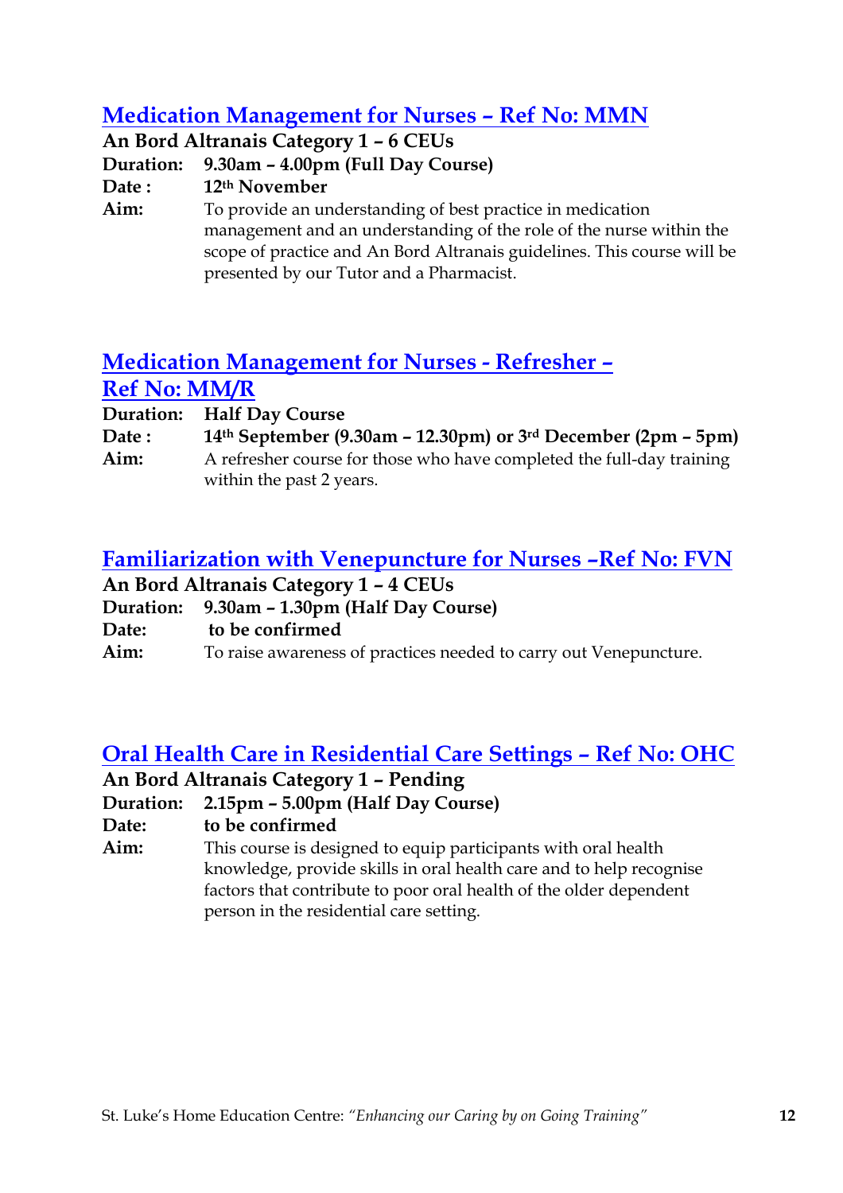## Medication Management for Nurses – Ref No: MMN

**An Bord Altranais Category 1 – 6 CEUs**

**Duration:** **9.30am – 4.00pm (Full Day Course)**

**Date :** **12th November**

**Aim:** To provide an understanding of best practice in medication management and an understanding of the role of the nurse within the scope of practice and An Bord Altranais guidelines. This course will be presented by our Tutor and a Pharmacist.

## Medication Management for Nurses - Refresher – Ref No: MM/R

**Duration:** **Half Day Course**

**Date :** **14th September (9.30am – 12.30pm) or 3rd December (2pm – 5pm)**

**Aim:** A refresher course for those who have completed the full-day training within the past 2 years.

## Familiarization with Venepuncture for Nurses –Ref No: FVN

**An Bord Altranais Category 1 – 4 CEUs**

**Duration:** **9.30am – 1.30pm (Half Day Course)**

**Date:** **to be confirmed**

**Aim:** To raise awareness of practices needed to carry out Venepuncture.

## Oral Health Care in Residential Care Settings – Ref No: OHC

**An Bord Altranais Category 1 – Pending**

**Duration:** **2.15pm – 5.00pm (Half Day Course)**

**Date:** **to be confirmed**

**Aim:** This course is designed to equip participants with oral health knowledge, provide skills in oral health care and to help recognise factors that contribute to poor oral health of the older dependent person in the residential care setting.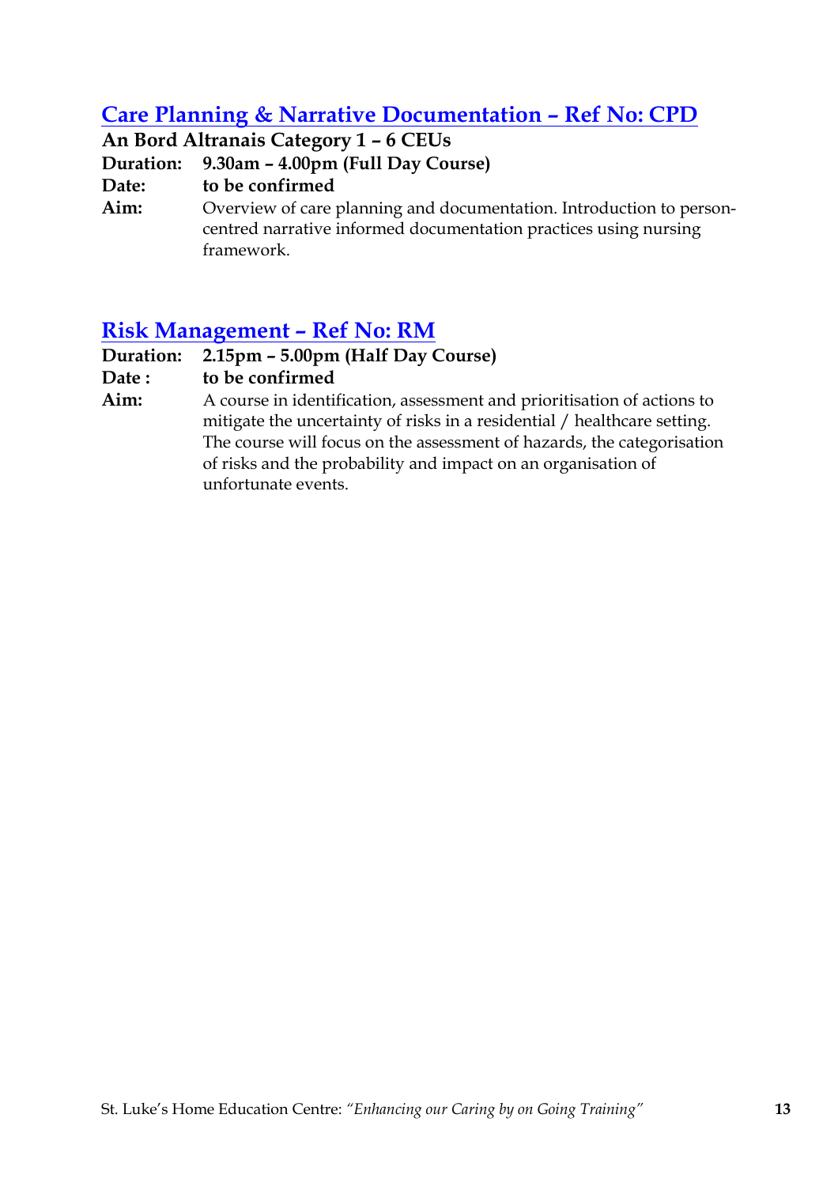## Care Planning & Narrative Documentation – Ref No: CPD

**An Bord Altranais Category 1 – 6 CEUs**

**Duration:** **9.30am – 4.00pm (Full Day Course)**

**Date:** **to be confirmed**

**Aim:** Overview of care planning and documentation. Introduction to person-centred narrative informed documentation practices using nursing framework.

## Risk Management – Ref No: RM

**Duration:** **2.15pm – 5.00pm (Half Day Course)**

**Date :** **to be confirmed**

**Aim:** A course in identification, assessment and prioritisation of actions to mitigate the uncertainty of risks in a residential / healthcare setting. The course will focus on the assessment of hazards, the categorisation of risks and the probability and impact on an organisation of unfortunate events.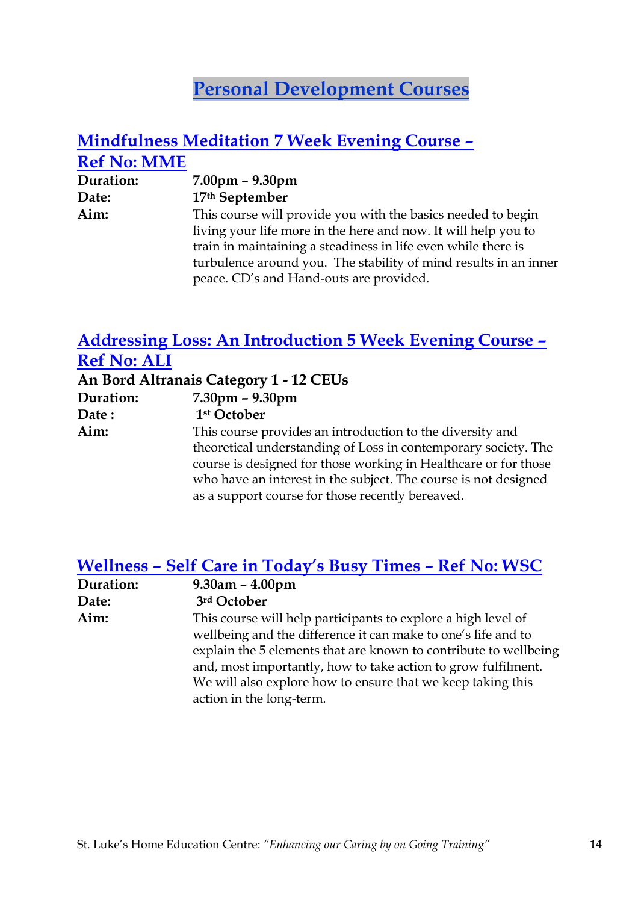# Personal Development Courses

## Mindfulness Meditation 7 Week Evening Course – Ref No: MME

**Duration:** **7.00pm – 9.30pm**
**Date:** **17th September**
**Aim:** This course will provide you with the basics needed to begin living your life more in the here and now. It will help you to train in maintaining a steadiness in life even while there is turbulence around you. The stability of mind results in an inner peace. CD's and Hand-outs are provided.

## Addressing Loss: An Introduction 5 Week Evening Course – Ref No: ALI

**An Bord Altranais Category 1 - 12 CEUs**
**Duration:** **7.30pm – 9.30pm**
**Date :** **1st October**
**Aim:** This course provides an introduction to the diversity and theoretical understanding of Loss in contemporary society. The course is designed for those working in Healthcare or for those who have an interest in the subject. The course is not designed as a support course for those recently bereaved.

## Wellness – Self Care in Today's Busy Times – Ref No: WSC

**Duration:** **9.30am – 4.00pm**
**Date:** **3rd October**
**Aim:** This course will help participants to explore a high level of wellbeing and the difference it can make to one's life and to explain the 5 elements that are known to contribute to wellbeing and, most importantly, how to take action to grow fulfilment. We will also explore how to ensure that we keep taking this action in the long-term.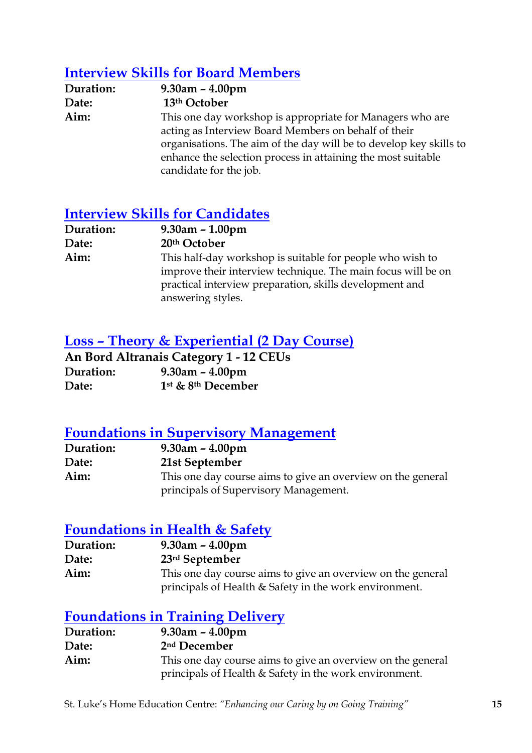## Interview Skills for Board Members

**Duration:** **9.30am – 4.00pm**
**Date:** **13th October**
**Aim:** This one day workshop is appropriate for Managers who are acting as Interview Board Members on behalf of their organisations. The aim of the day will be to develop key skills to enhance the selection process in attaining the most suitable candidate for the job.

## Interview Skills for Candidates

**Duration:** **9.30am – 1.00pm**
**Date:** **20th October**
**Aim:** This half-day workshop is suitable for people who wish to improve their interview technique. The main focus will be on practical interview preparation, skills development and answering styles.

## Loss – Theory & Experiential (2 Day Course)

**An Bord Altranais Category 1 - 12 CEUs**
**Duration:** **9.30am – 4.00pm**
**Date:** **1st & 8th December**

## Foundations in Supervisory Management

**Duration:** **9.30am – 4.00pm**
**Date:** **21st September**
**Aim:** This one day course aims to give an overview on the general principals of Supervisory Management.

## Foundations in Health & Safety

**Duration:** **9.30am – 4.00pm**
**Date:** **23rd September**
**Aim:** This one day course aims to give an overview on the general principals of Health & Safety in the work environment.

## Foundations in Training Delivery

**Duration:** **9.30am – 4.00pm**
**Date:** **2nd December**
**Aim:** This one day course aims to give an overview on the general principals of Health & Safety in the work environment.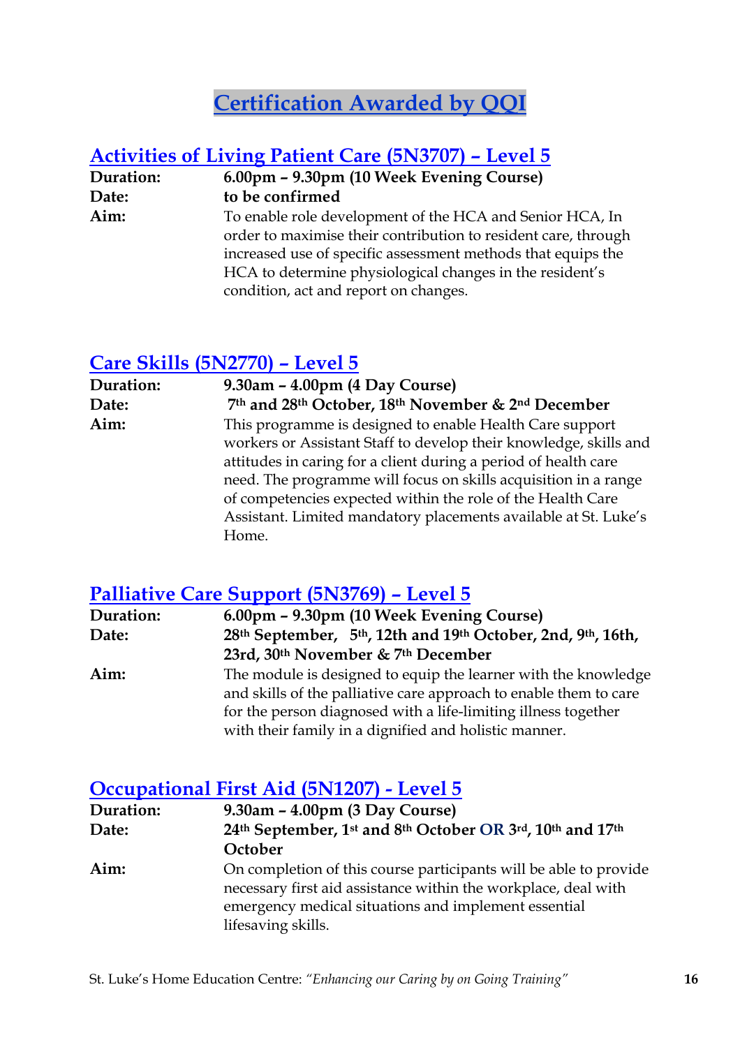# Certification Awarded by QQI

## Activities of Living Patient Care (5N3707) – Level 5

**Duration:** **6.00pm – 9.30pm (10 Week Evening Course)**

**Date:** **to be confirmed**

**Aim:** To enable role development of the HCA and Senior HCA, In order to maximise their contribution to resident care, through increased use of specific assessment methods that equips the HCA to determine physiological changes in the resident's condition, act and report on changes.

## Care Skills (5N2770) – Level 5

**Duration:** **9.30am – 4.00pm (4 Day Course)**

**Date:** **7th and 28th October, 18th November & 2nd December**

**Aim:** This programme is designed to enable Health Care support workers or Assistant Staff to develop their knowledge, skills and attitudes in caring for a client during a period of health care need. The programme will focus on skills acquisition in a range of competencies expected within the role of the Health Care Assistant. Limited mandatory placements available at St. Luke's Home.

## Palliative Care Support (5N3769) – Level 5

**Duration:** **6.00pm – 9.30pm (10 Week Evening Course)**

**Date:** **28th September, 5th, 12th and 19th October, 2nd, 9th, 16th, 23rd, 30th November & 7th December**

**Aim:** The module is designed to equip the learner with the knowledge and skills of the palliative care approach to enable them to care for the person diagnosed with a life-limiting illness together with their family in a dignified and holistic manner.

## Occupational First Aid (5N1207) - Level 5

**Duration:** **9.30am – 4.00pm (3 Day Course)**

**Date:** **24th September, 1st and 8th October OR 3rd, 10th and 17th October**

**Aim:** On completion of this course participants will be able to provide necessary first aid assistance within the workplace, deal with emergency medical situations and implement essential lifesaving skills.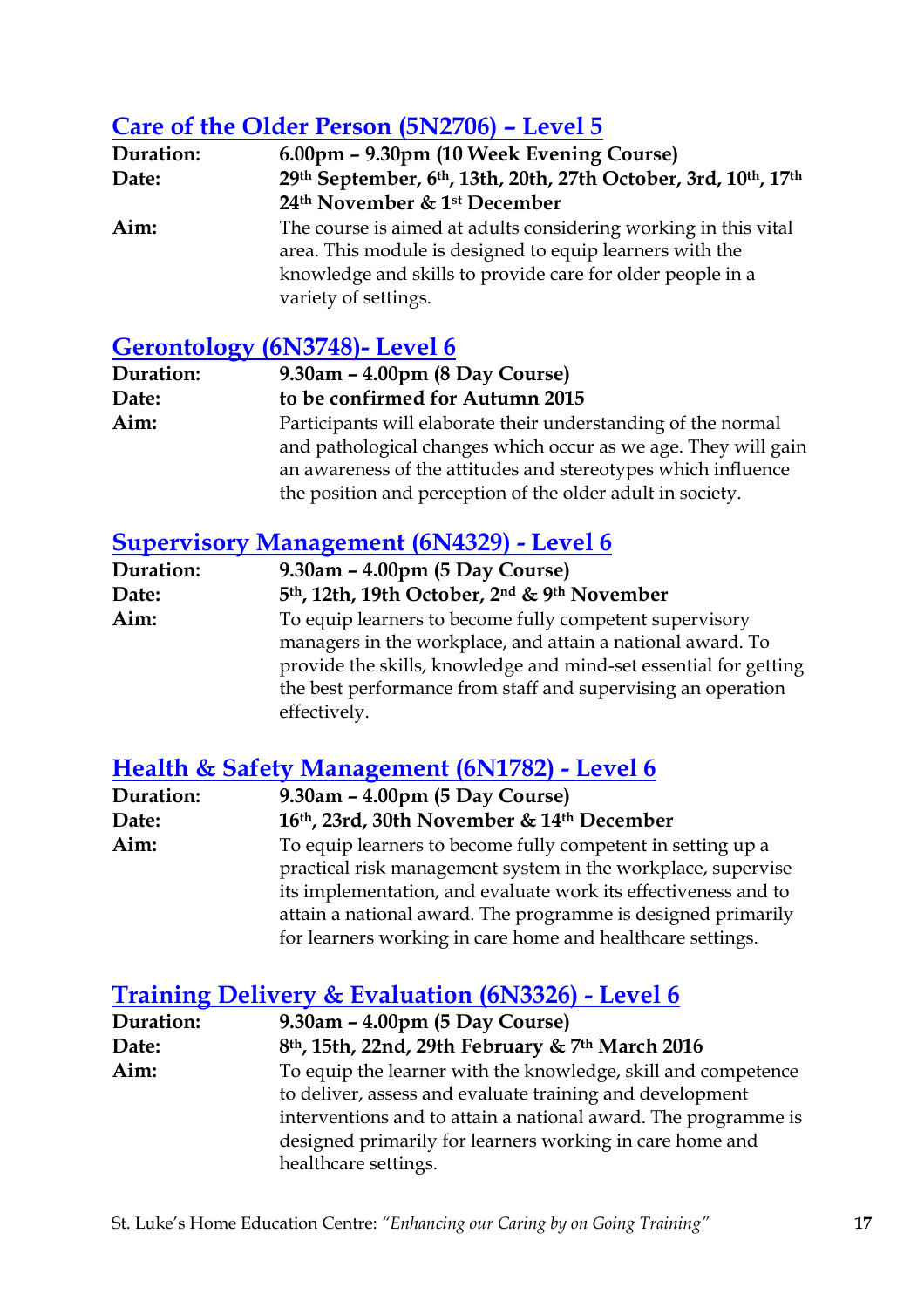## Care of the Older Person (5N2706) – Level 5

**Duration:** **6.00pm – 9.30pm (10 Week Evening Course)**

**Date:** **29th September, 6th, 13th, 20th, 27th October, 3rd, 10th, 17th 24th November & 1st December**

**Aim:** The course is aimed at adults considering working in this vital area. This module is designed to equip learners with the knowledge and skills to provide care for older people in a variety of settings.

## Gerontology (6N3748)- Level 6

**Duration:** **9.30am – 4.00pm (8 Day Course)**

**Date:** **to be confirmed for Autumn 2015**

**Aim:** Participants will elaborate their understanding of the normal and pathological changes which occur as we age. They will gain an awareness of the attitudes and stereotypes which influence the position and perception of the older adult in society.

## Supervisory Management (6N4329) - Level 6

**Duration:** **9.30am – 4.00pm (5 Day Course)**

**Date:** **5th, 12th, 19th October, 2nd & 9th November**

**Aim:** To equip learners to become fully competent supervisory managers in the workplace, and attain a national award. To provide the skills, knowledge and mind-set essential for getting the best performance from staff and supervising an operation effectively.

## Health & Safety Management (6N1782) - Level 6

**Duration:** **9.30am – 4.00pm (5 Day Course)**

**Date:** **16th, 23rd, 30th November & 14th December**

**Aim:** To equip learners to become fully competent in setting up a practical risk management system in the workplace, supervise its implementation, and evaluate work its effectiveness and to attain a national award. The programme is designed primarily for learners working in care home and healthcare settings.

## Training Delivery & Evaluation (6N3326) - Level 6

**Duration:** **9.30am – 4.00pm (5 Day Course)**

**Date:** **8th, 15th, 22nd, 29th February & 7th March 2016**

**Aim:** To equip the learner with the knowledge, skill and competence to deliver, assess and evaluate training and development interventions and to attain a national award. The programme is designed primarily for learners working in care home and healthcare settings.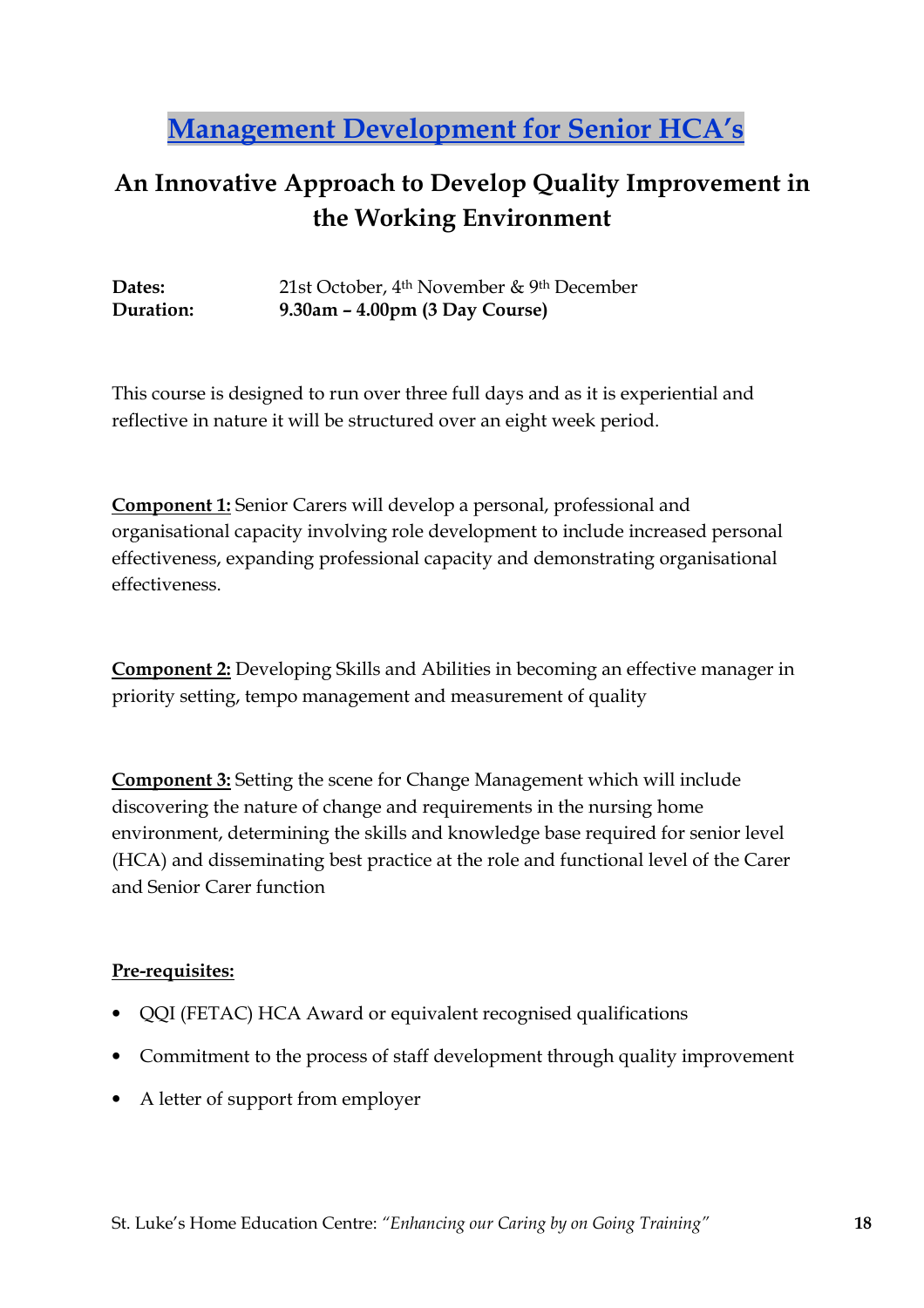# Management Development for Senior HCA's

## An Innovative Approach to Develop Quality Improvement in the Working Environment

**Dates:** 21st October, 4th November & 9th December
**Duration:** **9.30am – 4.00pm (3 Day Course)**

This course is designed to run over three full days and as it is experiential and reflective in nature it will be structured over an eight week period.

**Component 1:** Senior Carers will develop a personal, professional and organisational capacity involving role development to include increased personal effectiveness, expanding professional capacity and demonstrating organisational effectiveness.

**Component 2:** Developing Skills and Abilities in becoming an effective manager in priority setting, tempo management and measurement of quality

**Component 3:** Setting the scene for Change Management which will include discovering the nature of change and requirements in the nursing home environment, determining the skills and knowledge base required for senior level (HCA) and disseminating best practice at the role and functional level of the Carer and Senior Carer function

**Pre-requisites:**

- QQI (FETAC) HCA Award or equivalent recognised qualifications
- Commitment to the process of staff development through quality improvement
- A letter of support from employer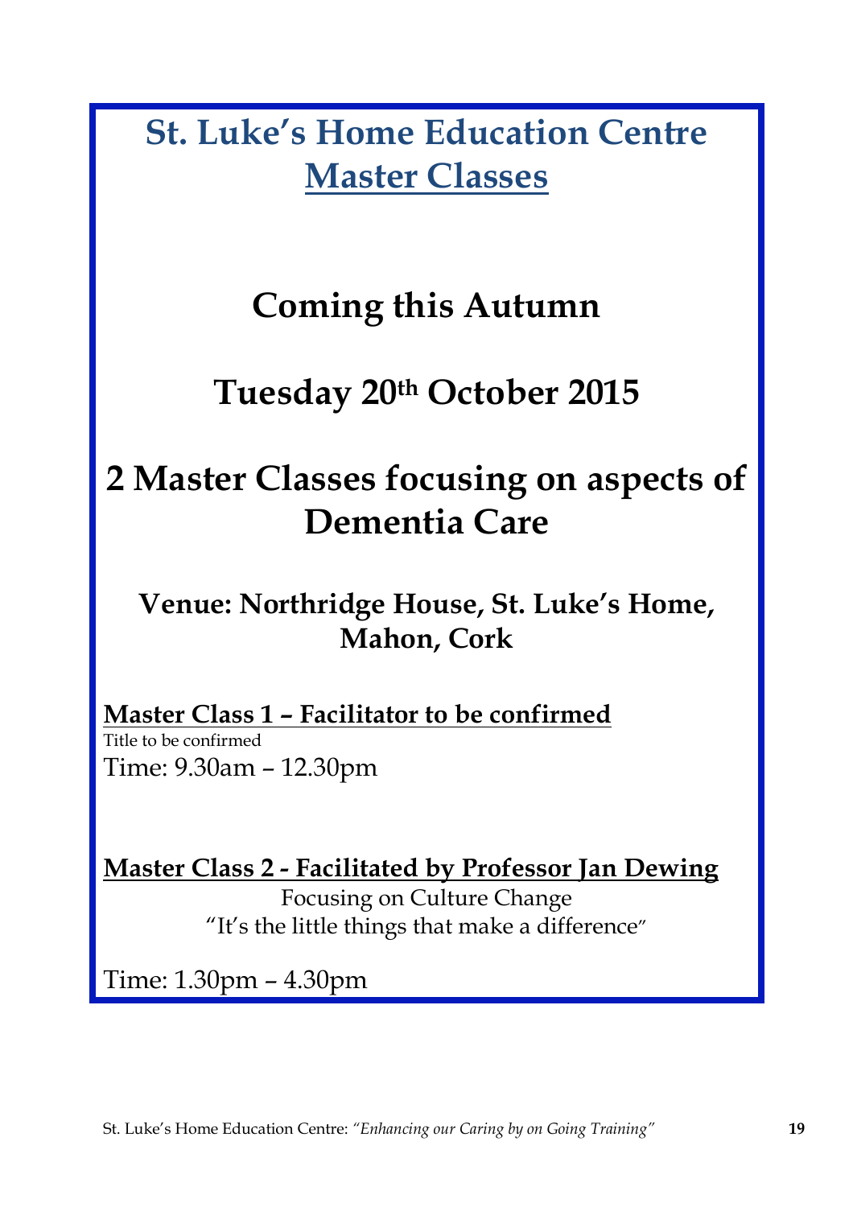# St. Luke's Home Education Centre
# Master Classes

## Coming this Autumn

## Tuesday 20th October 2015

## 2 Master Classes focusing on aspects of Dementia Care

### Venue: Northridge House, St. Luke's Home, Mahon, Cork

**Master Class 1 – Facilitator to be confirmed**

Title to be confirmed

Time: 9.30am – 12.30pm

**Master Class 2 - Facilitated by Professor Jan Dewing**

Focusing on Culture Change

"It's the little things that make a difference"

Time: 1.30pm – 4.30pm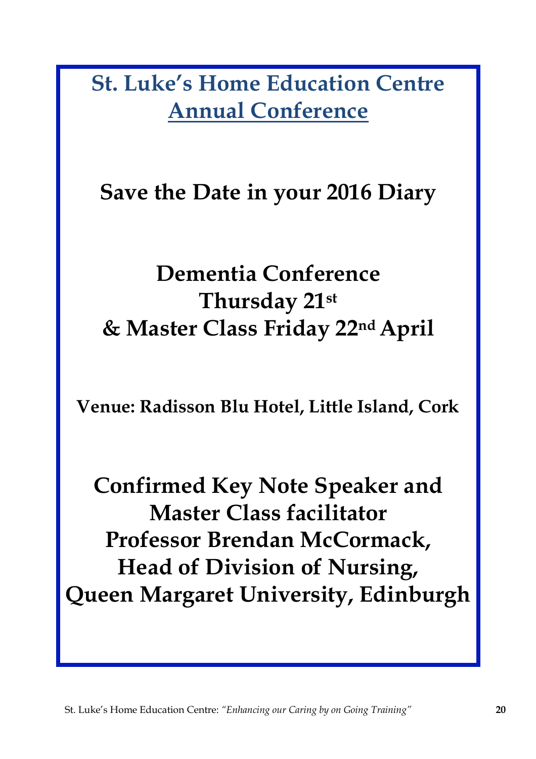# St. Luke's Home Education Centre

# Annual Conference

## Save the Date in your 2016 Diary

## Dementia Conference
## Thursday 21st
## & Master Class Friday 22nd April

**Venue: Radisson Blu Hotel, Little Island, Cork**

## Confirmed Key Note Speaker and Master Class facilitator
## Professor Brendan McCormack,
## Head of Division of Nursing,
## Queen Margaret University, Edinburgh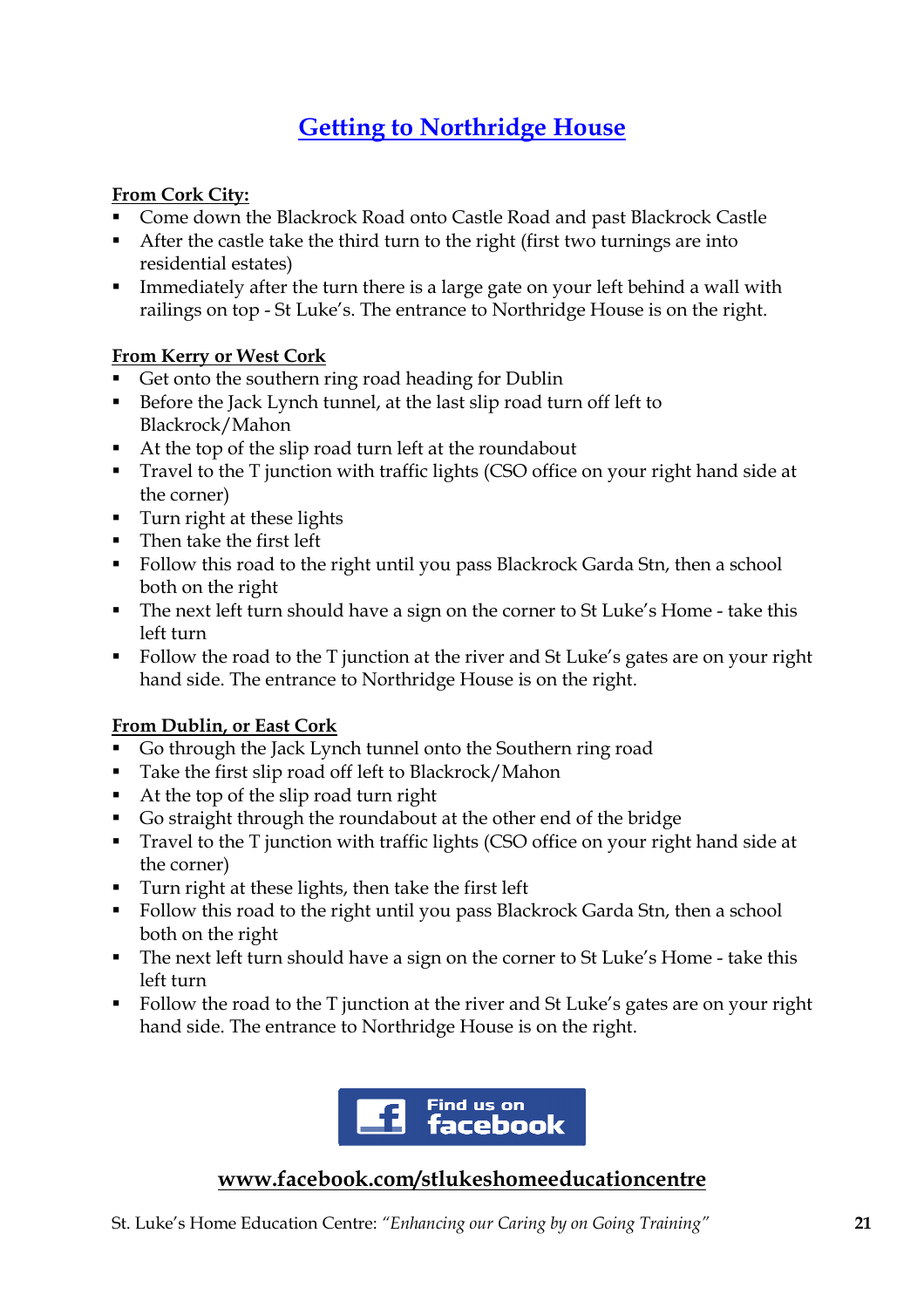# Getting to Northridge House

**From Cork City:**

- Come down the Blackrock Road onto Castle Road and past Blackrock Castle
- After the castle take the third turn to the right (first two turnings are into residential estates)
- Immediately after the turn there is a large gate on your left behind a wall with railings on top - St Luke's. The entrance to Northridge House is on the right.

**From Kerry or West Cork**

- Get onto the southern ring road heading for Dublin
- Before the Jack Lynch tunnel, at the last slip road turn off left to Blackrock/Mahon
- At the top of the slip road turn left at the roundabout
- Travel to the T junction with traffic lights (CSO office on your right hand side at the corner)
- Turn right at these lights
- Then take the first left
- Follow this road to the right until you pass Blackrock Garda Stn, then a school both on the right
- The next left turn should have a sign on the corner to St Luke's Home - take this left turn
- Follow the road to the T junction at the river and St Luke's gates are on your right hand side. The entrance to Northridge House is on the right.

**From Dublin, or East Cork**

- Go through the Jack Lynch tunnel onto the Southern ring road
- Take the first slip road off left to Blackrock/Mahon
- At the top of the slip road turn right
- Go straight through the roundabout at the other end of the bridge
- Travel to the T junction with traffic lights (CSO office on your right hand side at the corner)
- Turn right at these lights, then take the first left
- Follow this road to the right until you pass Blackrock Garda Stn, then a school both on the right
- The next left turn should have a sign on the corner to St Luke's Home - take this left turn
- Follow the road to the T junction at the river and St Luke's gates are on your right hand side. The entrance to Northridge House is on the right.

Find us on facebook

**www.facebook.com/stlukeshomeeducationcentre**

St. Luke's Home Education Centre: *"Enhancing our Caring by on Going Training"*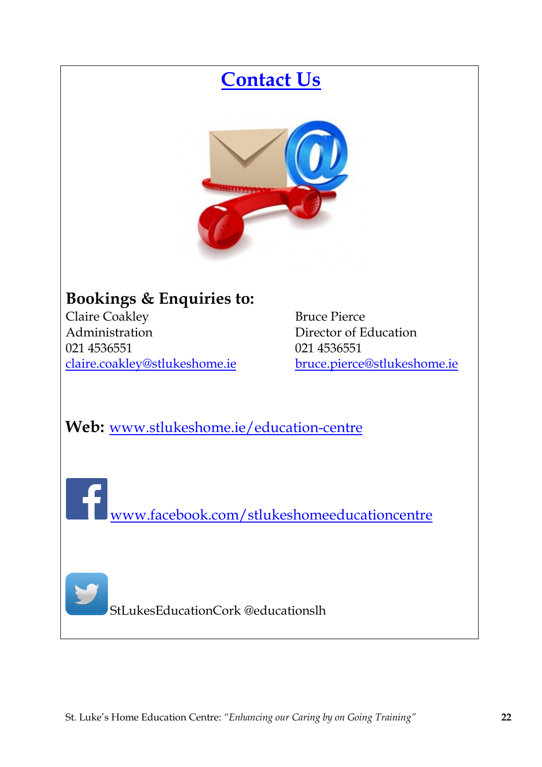# Contact Us

**Bookings & Enquiries to:**

Claire Coakley
Administration
021 4536551
claire.coakley@stlukeshome.ie

Bruce Pierce
Director of Education
021 4536551
bruce.pierce@stlukeshome.ie

**Web:** www.stlukeshome.ie/education-centre

www.facebook.com/stlukeshomeeducationcentre

StLukesEducationCork @educationslh